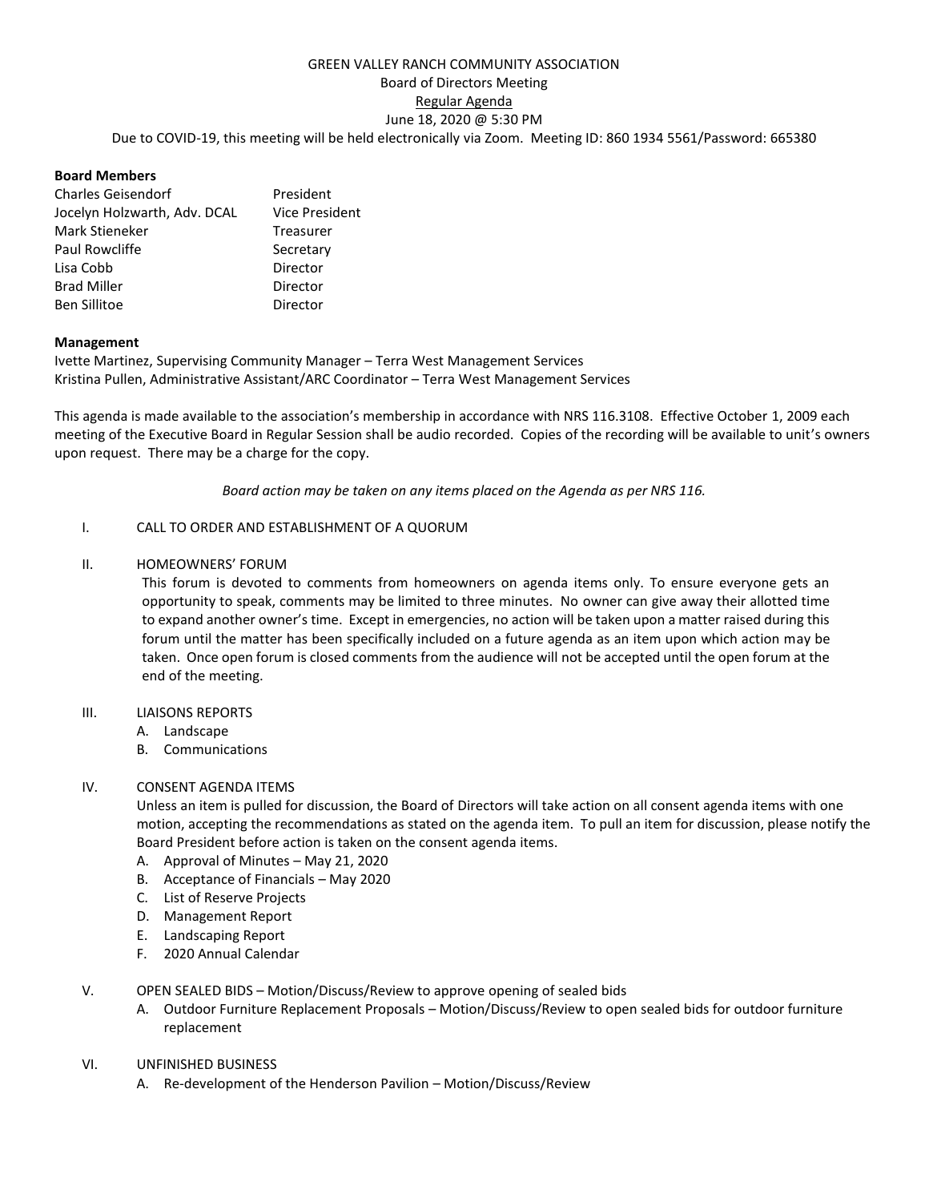GREEN VALLEY RANCH COMMUNITY ASSOCIATION
Board of Directors Meeting
Regular Agenda
June 18, 2020 @ 5:30 PM
Due to COVID-19, this meeting will be held electronically via Zoom. Meeting ID: 860 1934 5561/Password: 665380

**Board Members**

| | |
|---|---|
| Charles Geisendorf | President |
| Jocelyn Holzwarth, Adv. DCAL | Vice President |
| Mark Stieneker | Treasurer |
| Paul Rowcliffe | Secretary |
| Lisa Cobb | Director |
| Brad Miller | Director |
| Ben Sillitoe | Director |

**Management**

Ivette Martinez, Supervising Community Manager – Terra West Management Services
Kristina Pullen, Administrative Assistant/ARC Coordinator – Terra West Management Services

This agenda is made available to the association's membership in accordance with NRS 116.3108. Effective October 1, 2009 each meeting of the Executive Board in Regular Session shall be audio recorded. Copies of the recording will be available to unit's owners upon request. There may be a charge for the copy.

*Board action may be taken on any items placed on the Agenda as per NRS 116.*

I. CALL TO ORDER AND ESTABLISHMENT OF A QUORUM

II. HOMEOWNERS' FORUM
This forum is devoted to comments from homeowners on agenda items only. To ensure everyone gets an opportunity to speak, comments may be limited to three minutes. No owner can give away their allotted time to expand another owner's time. Except in emergencies, no action will be taken upon a matter raised during this forum until the matter has been specifically included on a future agenda as an item upon which action may be taken. Once open forum is closed comments from the audience will not be accepted until the open forum at the end of the meeting.

III. LIAISONS REPORTS
   A. Landscape
   B. Communications

IV. CONSENT AGENDA ITEMS
Unless an item is pulled for discussion, the Board of Directors will take action on all consent agenda items with one motion, accepting the recommendations as stated on the agenda item. To pull an item for discussion, please notify the Board President before action is taken on the consent agenda items.
   A. Approval of Minutes – May 21, 2020
   B. Acceptance of Financials – May 2020
   C. List of Reserve Projects
   D. Management Report
   E. Landscaping Report
   F. 2020 Annual Calendar

V. OPEN SEALED BIDS – Motion/Discuss/Review to approve opening of sealed bids
   A. Outdoor Furniture Replacement Proposals – Motion/Discuss/Review to open sealed bids for outdoor furniture replacement

VI. UNFINISHED BUSINESS
   A. Re-development of the Henderson Pavilion – Motion/Discuss/Review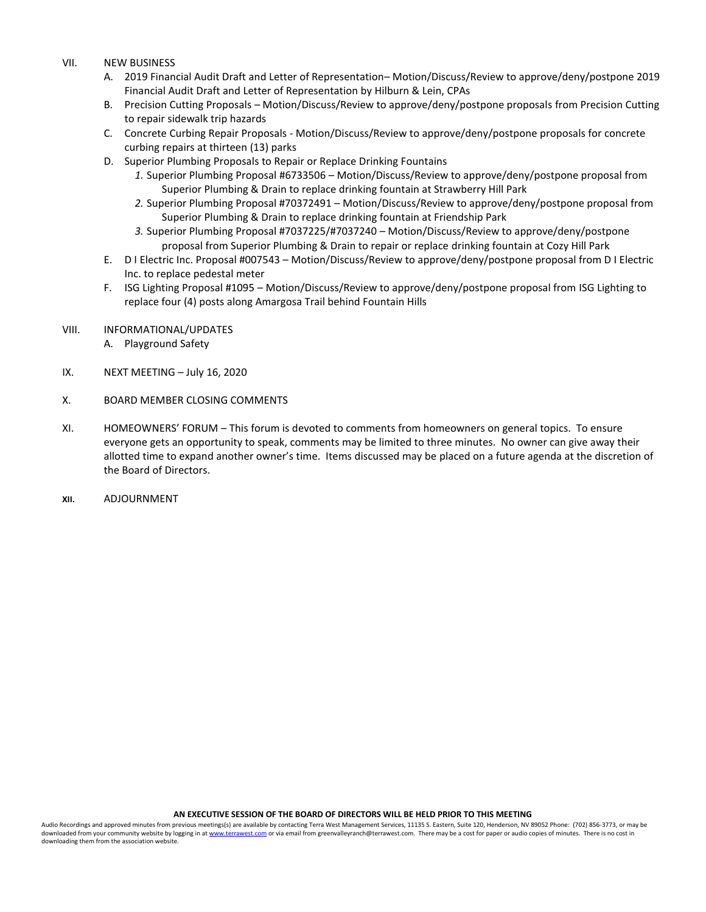VII. NEW BUSINESS

A. 2019 Financial Audit Draft and Letter of Representation– Motion/Discuss/Review to approve/deny/postpone 2019 Financial Audit Draft and Letter of Representation by Hilburn & Lein, CPAs

B. Precision Cutting Proposals – Motion/Discuss/Review to approve/deny/postpone proposals from Precision Cutting to repair sidewalk trip hazards

C. Concrete Curbing Repair Proposals - Motion/Discuss/Review to approve/deny/postpone proposals for concrete curbing repairs at thirteen (13) parks

D. Superior Plumbing Proposals to Repair or Replace Drinking Fountains

*1.* Superior Plumbing Proposal #6733506 – Motion/Discuss/Review to approve/deny/postpone proposal from Superior Plumbing & Drain to replace drinking fountain at Strawberry Hill Park

*2.* Superior Plumbing Proposal #70372491 – Motion/Discuss/Review to approve/deny/postpone proposal from Superior Plumbing & Drain to replace drinking fountain at Friendship Park

*3.* Superior Plumbing Proposal #7037225/#7037240 – Motion/Discuss/Review to approve/deny/postpone proposal from Superior Plumbing & Drain to repair or replace drinking fountain at Cozy Hill Park

E. D I Electric Inc. Proposal #007543 – Motion/Discuss/Review to approve/deny/postpone proposal from D I Electric Inc. to replace pedestal meter

F. ISG Lighting Proposal #1095 – Motion/Discuss/Review to approve/deny/postpone proposal from ISG Lighting to replace four (4) posts along Amargosa Trail behind Fountain Hills

VIII. INFORMATIONAL/UPDATES

A. Playground Safety

IX. NEXT MEETING – July 16, 2020

X. BOARD MEMBER CLOSING COMMENTS

XI. HOMEOWNERS' FORUM – This forum is devoted to comments from homeowners on general topics. To ensure everyone gets an opportunity to speak, comments may be limited to three minutes. No owner can give away their allotted time to expand another owner's time. Items discussed may be placed on a future agenda at the discretion of the Board of Directors.

XII. ADJOURNMENT

**AN EXECUTIVE SESSION OF THE BOARD OF DIRECTORS WILL BE HELD PRIOR TO THIS MEETING**

Audio Recordings and approved minutes from previous meetings(s) are available by contacting Terra West Management Services, 11135 S. Eastern, Suite 120, Henderson, NV 89052 Phone: (702) 856-3773, or may be downloaded from your community website by logging in at www.terrawest.com or via email from greenvalleyranch@terrawest.com. There may be a cost for paper or audio copies of minutes. There is no cost in downloading them from the association website.